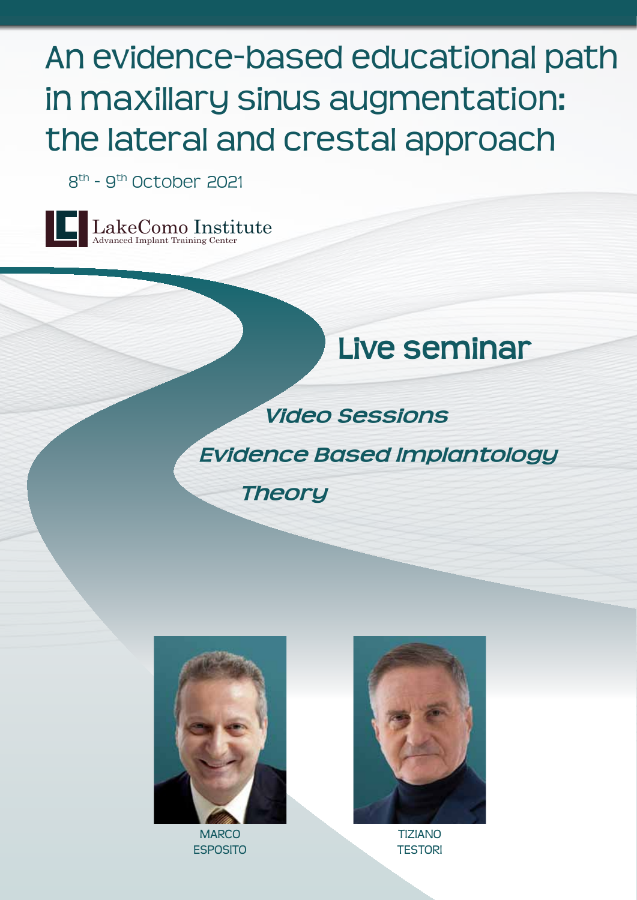# An evidence-based educational path in maxillary sinus augmentation: the lateral and crestal approach

8th - 9th October 2021

LakeComo Institute
Advanced Implant Training Center

## Live seminar

*Video Sessions*

*Evidence Based Implantology*

*Theory*

MARCO ESPOSITO

TIZIANO TESTORI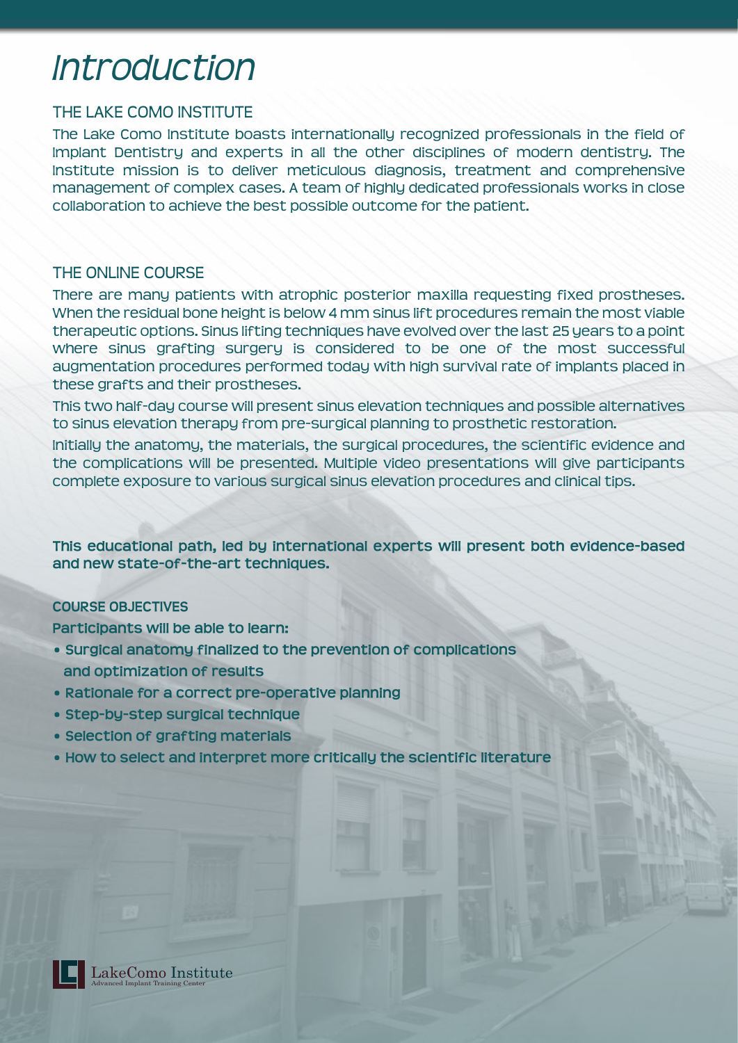# Introduction

## THE LAKE COMO INSTITUTE

The Lake Como Institute boasts internationally recognized professionals in the field of Implant Dentistry and experts in all the other disciplines of modern dentistry. The Institute mission is to deliver meticulous diagnosis, treatment and comprehensive management of complex cases. A team of highly dedicated professionals works in close collaboration to achieve the best possible outcome for the patient.

## THE ONLINE COURSE

There are many patients with atrophic posterior maxilla requesting fixed prostheses. When the residual bone height is below 4 mm sinus lift procedures remain the most viable therapeutic options. Sinus lifting techniques have evolved over the last 25 years to a point where sinus grafting surgery is considered to be one of the most successful augmentation procedures performed today with high survival rate of implants placed in these grafts and their prostheses.

This two half-day course will present sinus elevation techniques and possible alternatives to sinus elevation therapy from pre-surgical planning to prosthetic restoration.

Initially the anatomy, the materials, the surgical procedures, the scientific evidence and the complications will be presented. Multiple video presentations will give participants complete exposure to various surgical sinus elevation procedures and clinical tips.

**This educational path, led by international experts will present both evidence-based and new state-of-the-art techniques.**

### COURSE OBJECTIVES

**Participants will be able to learn:**

- **Surgical anatomy finalized to the prevention of complications and optimization of results**
- **Rationale for a correct pre-operative planning**
- **Step-by-step surgical technique**
- **Selection of grafting materials**
- **How to select and interpret more critically the scientific literature**

LakeComo Institute
Advanced Implant Training Center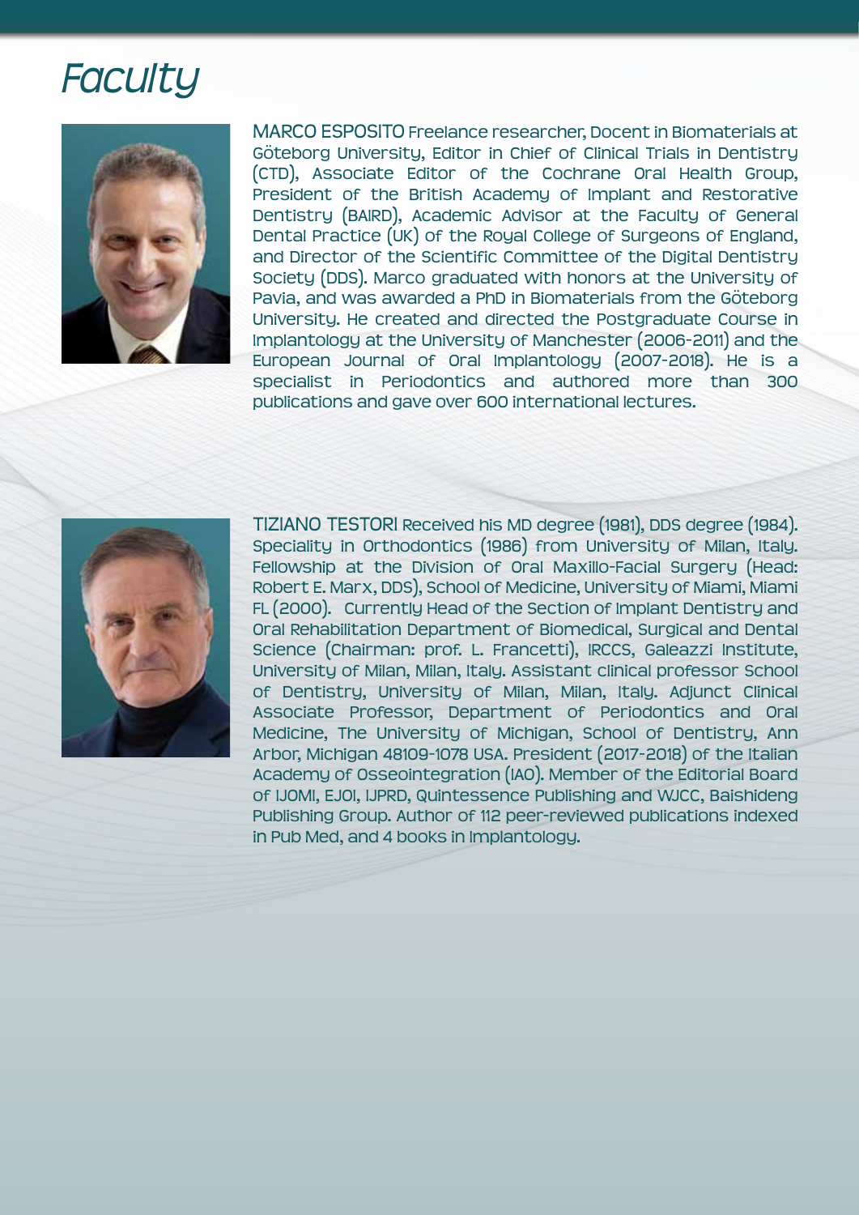# Faculty

**MARCO ESPOSITO** Freelance researcher, Docent in Biomaterials at Göteborg University, Editor in Chief of Clinical Trials in Dentistry (CTD), Associate Editor of the Cochrane Oral Health Group, President of the British Academy of Implant and Restorative Dentistry (BAIRD), Academic Advisor at the Faculty of General Dental Practice (UK) of the Royal College of Surgeons of England, and Director of the Scientific Committee of the Digital Dentistry Society (DDS). Marco graduated with honors at the University of Pavia, and was awarded a PhD in Biomaterials from the Göteborg University. He created and directed the Postgraduate Course in Implantology at the University of Manchester (2006-2011) and the European Journal of Oral Implantology (2007-2018). He is a specialist in Periodontics and authored more than 300 publications and gave over 600 international lectures.

**TIZIANO TESTORI** Received his MD degree (1981), DDS degree (1984). Speciality in Orthodontics (1986) from University of Milan, Italy. Fellowship at the Division of Oral Maxillo-Facial Surgery (Head: Robert E. Marx, DDS), School of Medicine, University of Miami, Miami FL (2000). Currently Head of the Section of Implant Dentistry and Oral Rehabilitation Department of Biomedical, Surgical and Dental Science (Chairman: prof. L. Francetti), IRCCS, Galeazzi Institute, University of Milan, Milan, Italy. Assistant clinical professor School of Dentistry, University of Milan, Milan, Italy. Adjunct Clinical Associate Professor, Department of Periodontics and Oral Medicine, The University of Michigan, School of Dentistry, Ann Arbor, Michigan 48109-1078 USA. President (2017-2018) of the Italian Academy of Osseointegration (IAO). Member of the Editorial Board of IJOMI, EJOI, IJPRD, Quintessence Publishing and WJCC, Baishideng Publishing Group. Author of 112 peer-reviewed publications indexed in Pub Med, and 4 books in Implantology.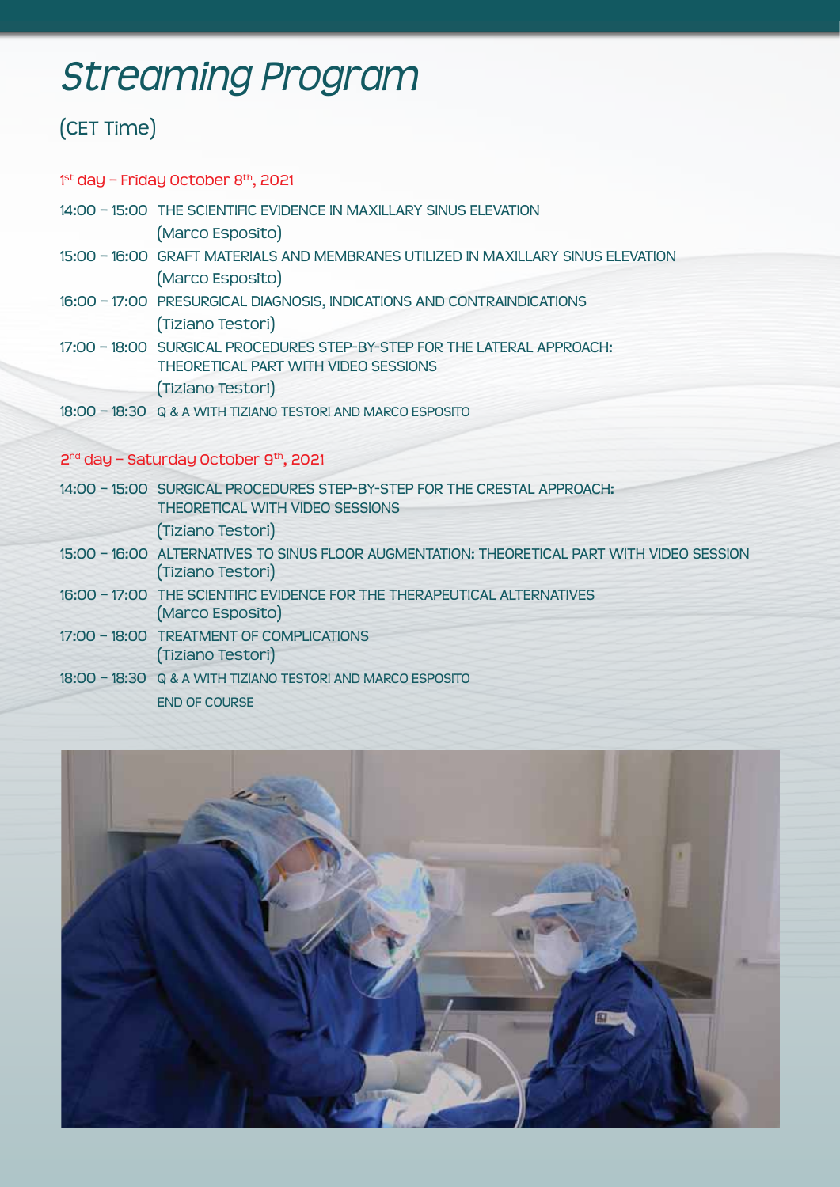# Streaming Program

(CET Time)

1st day – Friday October 8th, 2021

14:00 – 15:00 THE SCIENTIFIC EVIDENCE IN MAXILLARY SINUS ELEVATION
(Marco Esposito)

15:00 – 16:00 GRAFT MATERIALS AND MEMBRANES UTILIZED IN MAXILLARY SINUS ELEVATION
(Marco Esposito)

16:00 – 17:00 PRESURGICAL DIAGNOSIS, INDICATIONS AND CONTRAINDICATIONS
(Tiziano Testori)

17:00 – 18:00 SURGICAL PROCEDURES STEP-BY-STEP FOR THE LATERAL APPROACH: THEORETICAL PART WITH VIDEO SESSIONS
(Tiziano Testori)

18:00 – 18:30 Q & A WITH TIZIANO TESTORI AND MARCO ESPOSITO

2nd day – Saturday October 9th, 2021

14:00 – 15:00 SURGICAL PROCEDURES STEP-BY-STEP FOR THE CRESTAL APPROACH: THEORETICAL WITH VIDEO SESSIONS
(Tiziano Testori)

15:00 – 16:00 ALTERNATIVES TO SINUS FLOOR AUGMENTATION: THEORETICAL PART WITH VIDEO SESSION
(Tiziano Testori)

16:00 – 17:00 THE SCIENTIFIC EVIDENCE FOR THE THERAPEUTICAL ALTERNATIVES
(Marco Esposito)

17:00 – 18:00 TREATMENT OF COMPLICATIONS
(Tiziano Testori)

18:00 – 18:30 Q & A WITH TIZIANO TESTORI AND MARCO ESPOSITO

END OF COURSE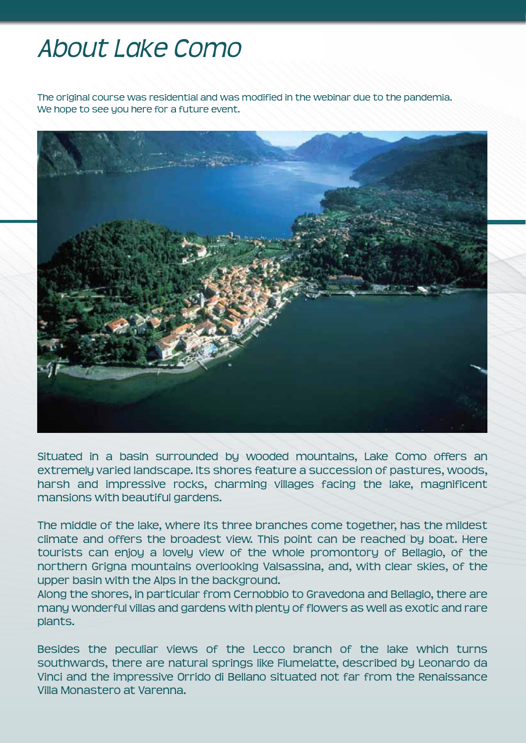# About Lake Como

The original course was residential and was modified in the webinar due to the pandemia.
We hope to see you here for a future event.

Situated in a basin surrounded by wooded mountains, Lake Como offers an extremely varied landscape. Its shores feature a succession of pastures, woods, harsh and impressive rocks, charming villages facing the lake, magnificent mansions with beautiful gardens.

The middle of the lake, where its three branches come together, has the mildest climate and offers the broadest view. This point can be reached by boat. Here tourists can enjoy a lovely view of the whole promontory of Bellagio, of the northern Grigna mountains overlooking Valsassina, and, with clear skies, of the upper basin with the Alps in the background.
Along the shores, in particular from Cernobbio to Gravedona and Bellagio, there are many wonderful villas and gardens with plenty of flowers as well as exotic and rare plants.

Besides the peculiar views of the Lecco branch of the lake which turns southwards, there are natural springs like Fiumelatte, described by Leonardo da Vinci and the impressive Orrido di Bellano situated not far from the Renaissance Villa Monastero at Varenna.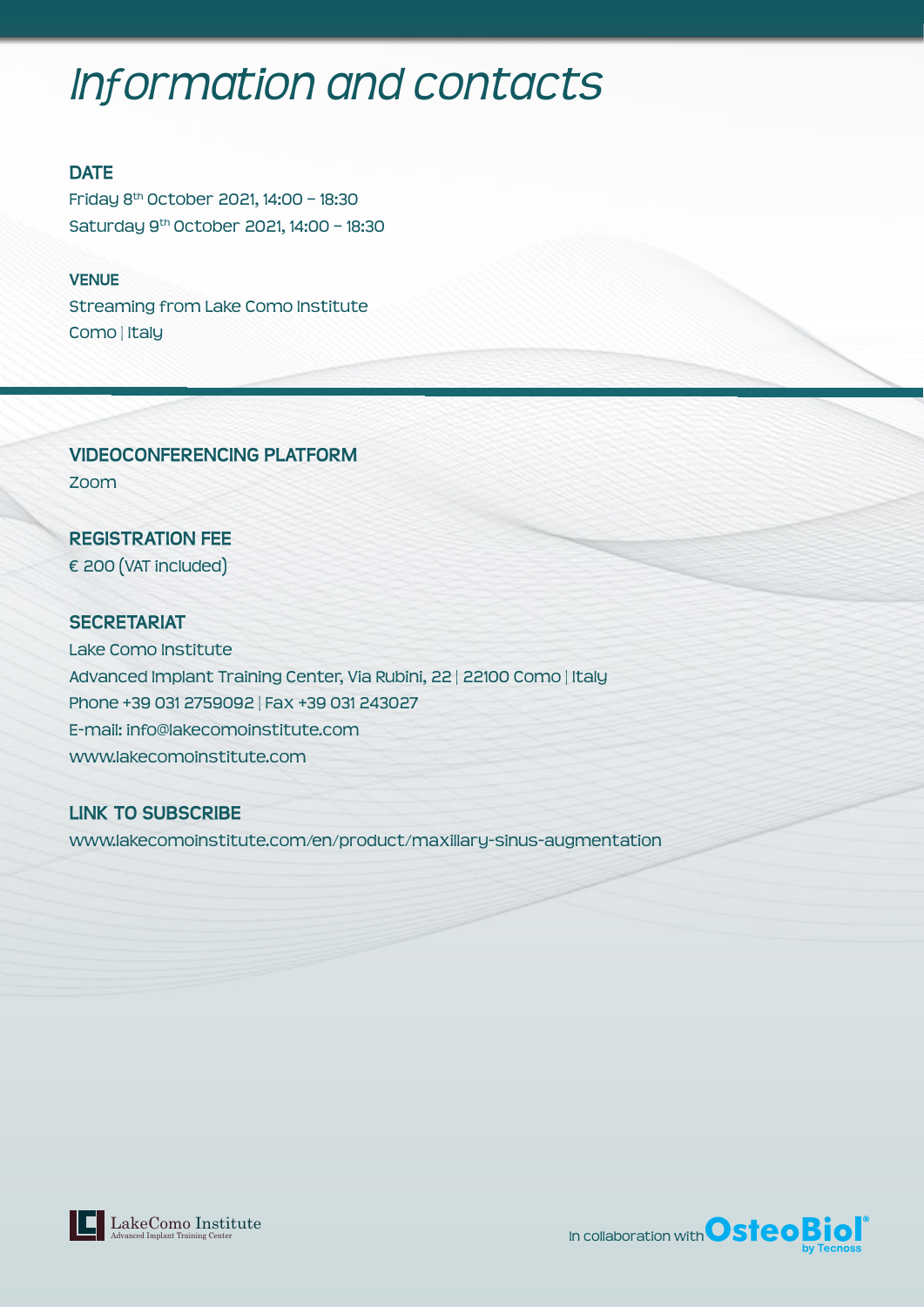# Information and contacts

**DATE**

Friday 8th October 2021, 14:00 – 18:30
Saturday 9th October 2021, 14:00 – 18:30

**VENUE**

Streaming from Lake Como Institute
Como | Italy

**VIDEOCONFERENCING PLATFORM**

Zoom

**REGISTRATION FEE**

€ 200 (VAT included)

**SECRETARIAT**

Lake Como Institute
Advanced Implant Training Center, Via Rubini, 22 | 22100 Como | Italy
Phone +39 031 2759092 | Fax +39 031 243027
E-mail: info@lakecomoinstitute.com
www.lakecomoinstitute.com

**LINK TO SUBSCRIBE**

www.lakecomoinstitute.com/en/product/maxillary-sinus-augmentation

LakeComo Institute
Advanced Implant Training Center

In collaboration with OsteoBiol® by Tecnoss